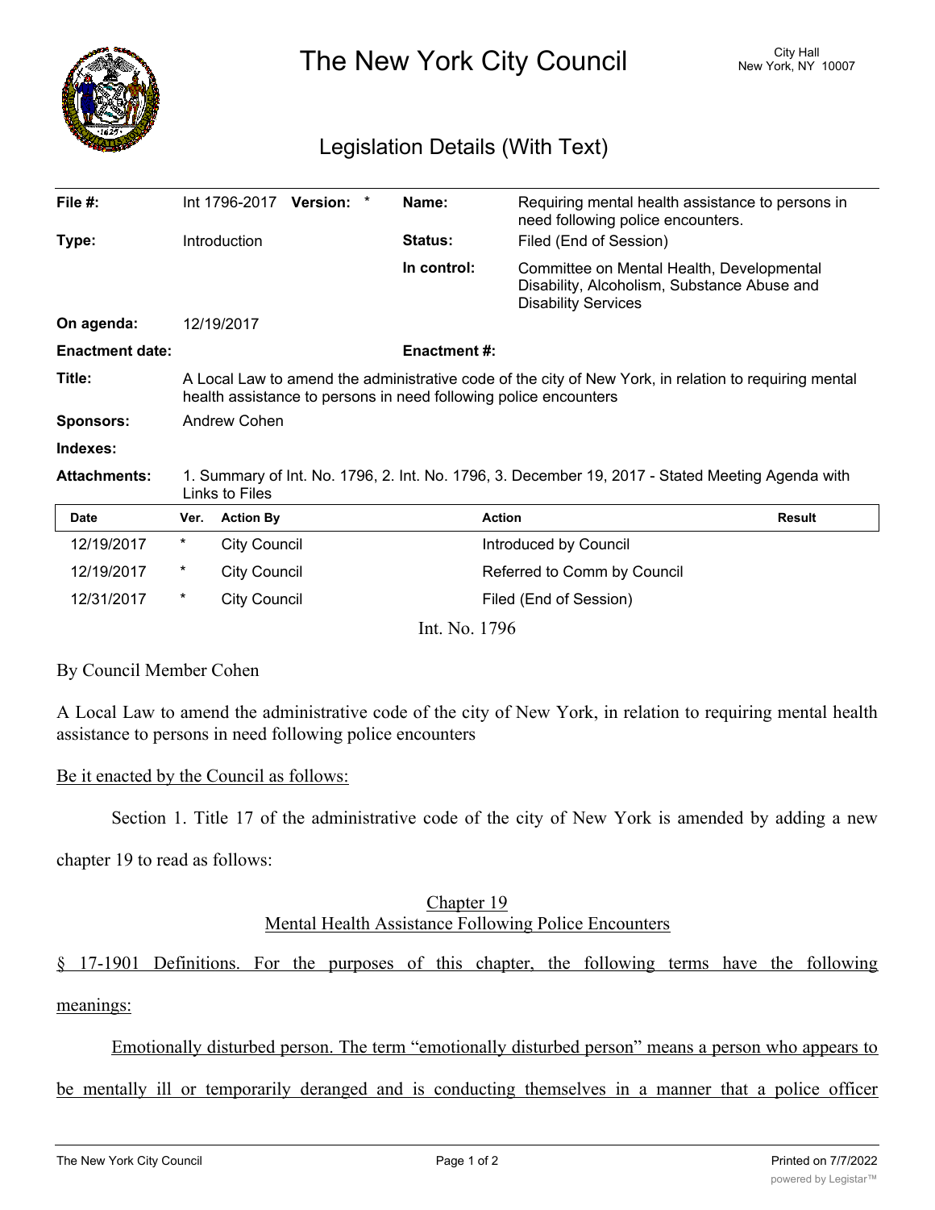# The New York City Council

City Hall
New York, NY 10007

## Legislation Details (With Text)

| | | | |
|---|---|---|---|
| **File #:** | Int 1796-2017 **Version:** * | **Name:** | Requiring mental health assistance to persons in need following police encounters. |
| **Type:** | Introduction | **Status:** | Filed (End of Session) |
| | | **In control:** | Committee on Mental Health, Developmental Disability, Alcoholism, Substance Abuse and Disability Services |
| **On agenda:** | 12/19/2017 | | |
| **Enactment date:** | | **Enactment #:** | |

**Title:** A Local Law to amend the administrative code of the city of New York, in relation to requiring mental health assistance to persons in need following police encounters

**Sponsors:** Andrew Cohen

**Indexes:**

**Attachments:** 1. Summary of Int. No. 1796, 2. Int. No. 1796, 3. December 19, 2017 - Stated Meeting Agenda with Links to Files

| Date | Ver. | Action By | Action | Result |
|---|---|---|---|---|
| 12/19/2017 | * | City Council | Introduced by Council | |
| 12/19/2017 | * | City Council | Referred to Comm by Council | |
| 12/31/2017 | * | City Council | Filed (End of Session) | |

Int. No. 1796

By Council Member Cohen

A Local Law to amend the administrative code of the city of New York, in relation to requiring mental health assistance to persons in need following police encounters

Be it enacted by the Council as follows:

Section 1. Title 17 of the administrative code of the city of New York is amended by adding a new chapter 19 to read as follows:

Chapter 19
Mental Health Assistance Following Police Encounters

§ 17-1901 Definitions. For the purposes of this chapter, the following terms have the following meanings:

Emotionally disturbed person. The term "emotionally disturbed person" means a person who appears to be mentally ill or temporarily deranged and is conducting themselves in a manner that a police officer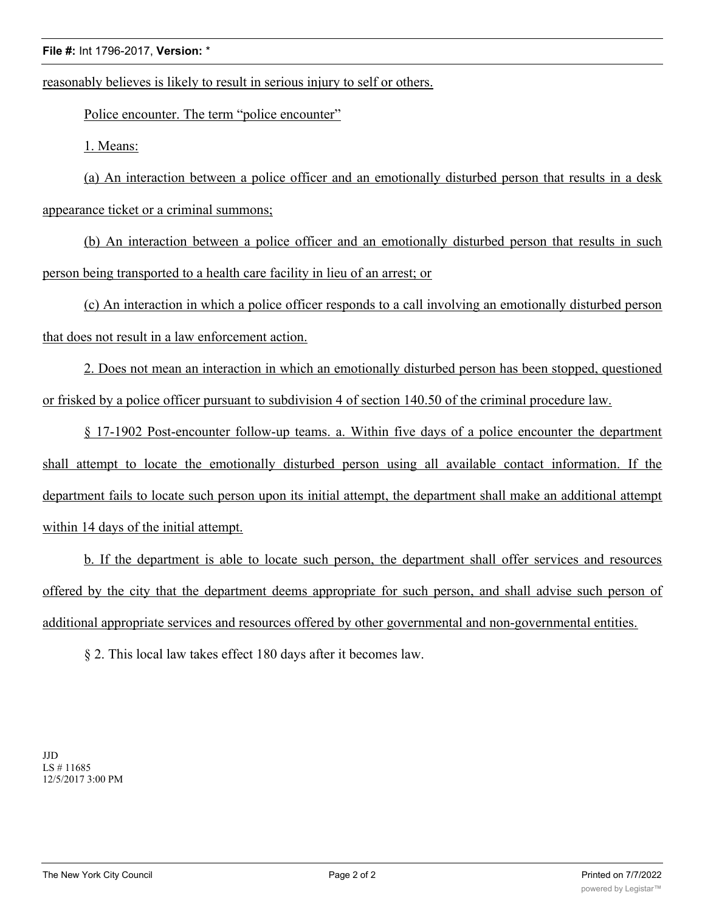reasonably believes is likely to result in serious injury to self or others.

Police encounter. The term "police encounter"

1. Means:

(a) An interaction between a police officer and an emotionally disturbed person that results in a desk appearance ticket or a criminal summons;

(b) An interaction between a police officer and an emotionally disturbed person that results in such person being transported to a health care facility in lieu of an arrest; or

(c) An interaction in which a police officer responds to a call involving an emotionally disturbed person that does not result in a law enforcement action.

2. Does not mean an interaction in which an emotionally disturbed person has been stopped, questioned or frisked by a police officer pursuant to subdivision 4 of section 140.50 of the criminal procedure law.

§ 17-1902 Post-encounter follow-up teams. a. Within five days of a police encounter the department shall attempt to locate the emotionally disturbed person using all available contact information. If the department fails to locate such person upon its initial attempt, the department shall make an additional attempt within 14 days of the initial attempt.

b. If the department is able to locate such person, the department shall offer services and resources offered by the city that the department deems appropriate for such person, and shall advise such person of additional appropriate services and resources offered by other governmental and non-governmental entities.

§ 2. This local law takes effect 180 days after it becomes law.

JJD
LS # 11685
12/5/2017 3:00 PM